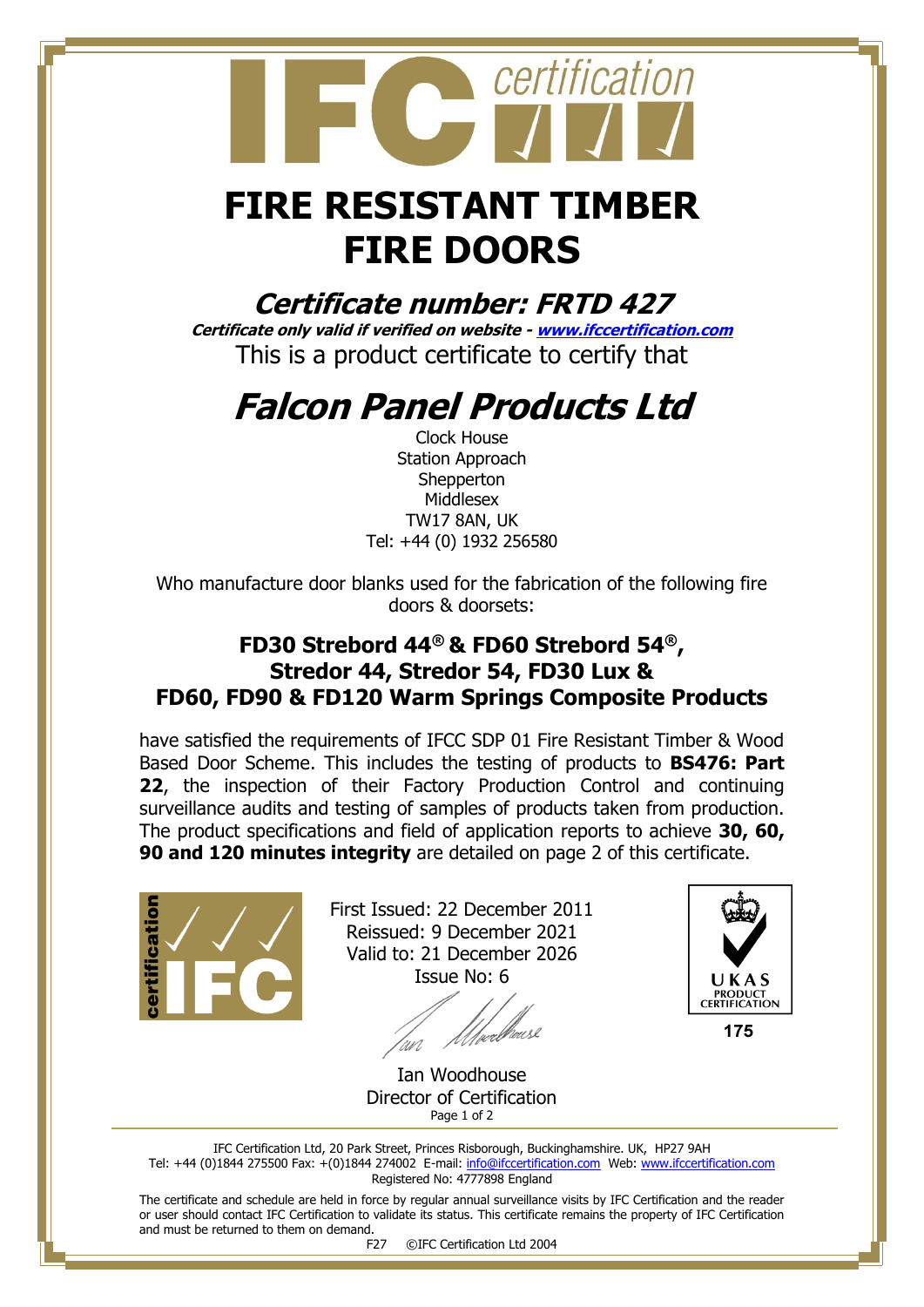IFC certification

# FIRE RESISTANT TIMBER FIRE DOORS

## *Certificate number: FRTD 427*

***Certificate only valid if verified on website - www.ifccertification.com***

This is a product certificate to certify that

# *Falcon Panel Products Ltd*

Clock House
Station Approach
Shepperton
Middlesex
TW17 8AN, UK
Tel: +44 (0) 1932 256580

Who manufacture door blanks used for the fabrication of the following fire doors & doorsets:

### FD30 Strebord 44® & FD60 Strebord 54®, Stredor 44, Stredor 54, FD30 Lux & FD60, FD90 & FD120 Warm Springs Composite Products

have satisfied the requirements of IFCC SDP 01 Fire Resistant Timber & Wood Based Door Scheme. This includes the testing of products to **BS476: Part 22**, the inspection of their Factory Production Control and continuing surveillance audits and testing of samples of products taken from production. The product specifications and field of application reports to achieve **30, 60, 90 and 120 minutes integrity** are detailed on page 2 of this certificate.

First Issued: 22 December 2011
Reissued: 9 December 2021
Valid to: 21 December 2026
Issue No: 6

Ian Woodhouse
Director of Certification

UKAS PRODUCT CERTIFICATION 175

IFC Certification Ltd, 20 Park Street, Princes Risborough, Buckinghamshire. UK, HP27 9AH
Tel: +44 (0)1844 275500 Fax: +(0)1844 274002 E-mail: info@ifccertification.com Web: www.ifccertification.com
Registered No: 4777898 England

The certificate and schedule are held in force by regular annual surveillance visits by IFC Certification and the reader or user should contact IFC Certification to validate its status. This certificate remains the property of IFC Certification and must be returned to them on demand.

F27 ©IFC Certification Ltd 2004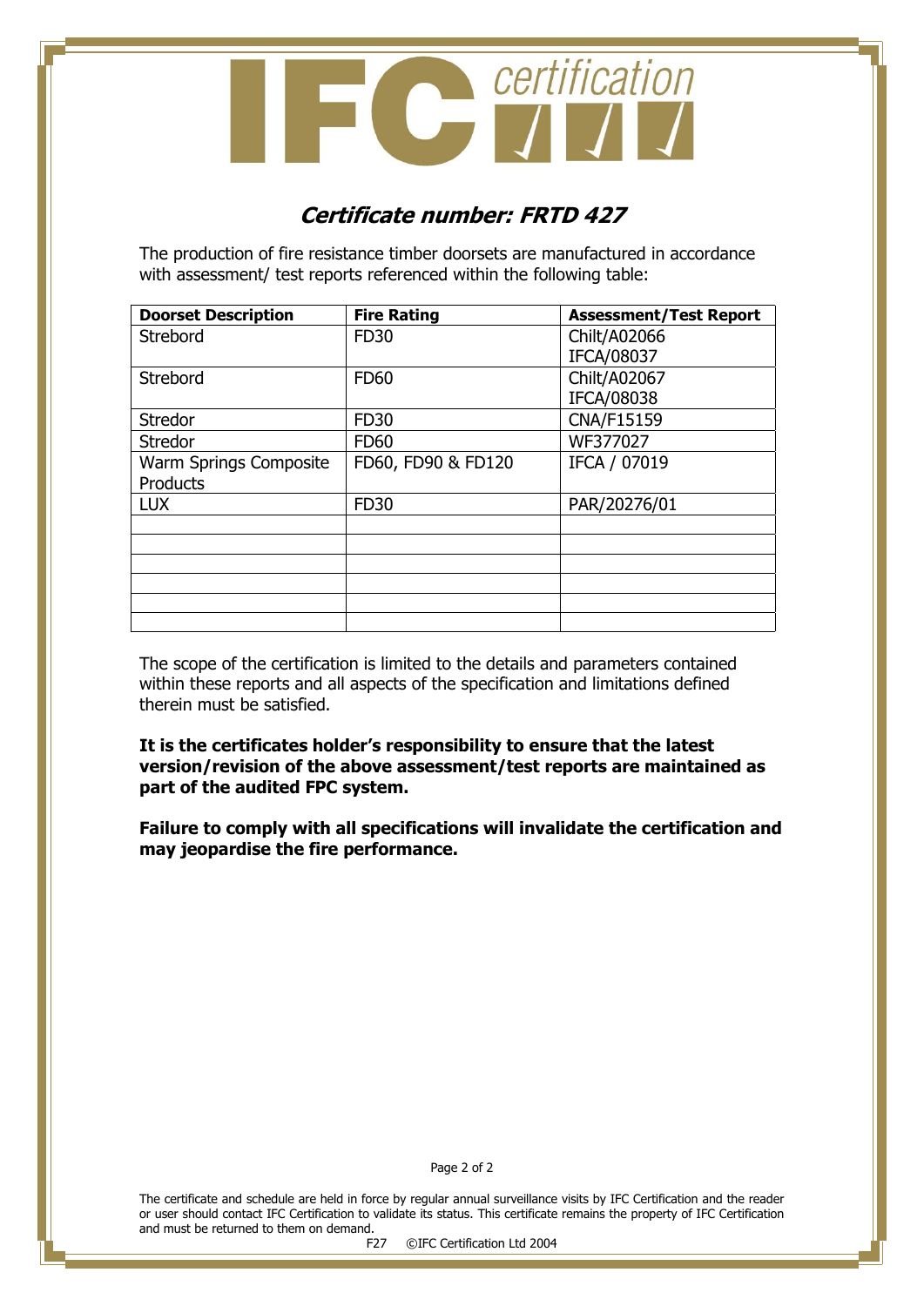## *Certificate number: FRTD 427*

The production of fire resistance timber doorsets are manufactured in accordance with assessment/ test reports referenced within the following table:

| Doorset Description | Fire Rating | Assessment/Test Report |
|---|---|---|
| Strebord | FD30 | Chilt/A02066<br>IFCA/08037 |
| Strebord | FD60 | Chilt/A02067<br>IFCA/08038 |
| Stredor | FD30 | CNA/F15159 |
| Stredor | FD60 | WF377027 |
| Warm Springs Composite Products | FD60, FD90 & FD120 | IFCA / 07019 |
| LUX | FD30 | PAR/20276/01 |
| | | |
| | | |
| | | |
| | | |
| | | |
| | | |

The scope of the certification is limited to the details and parameters contained within these reports and all aspects of the specification and limitations defined therein must be satisfied.

**It is the certificates holder's responsibility to ensure that the latest version/revision of the above assessment/test reports are maintained as part of the audited FPC system.**

**Failure to comply with all specifications will invalidate the certification and may jeopardise the fire performance.**

The certificate and schedule are held in force by regular annual surveillance visits by IFC Certification and the reader or user should contact IFC Certification to validate its status. This certificate remains the property of IFC Certification and must be returned to them on demand.

F27 ©IFC Certification Ltd 2004